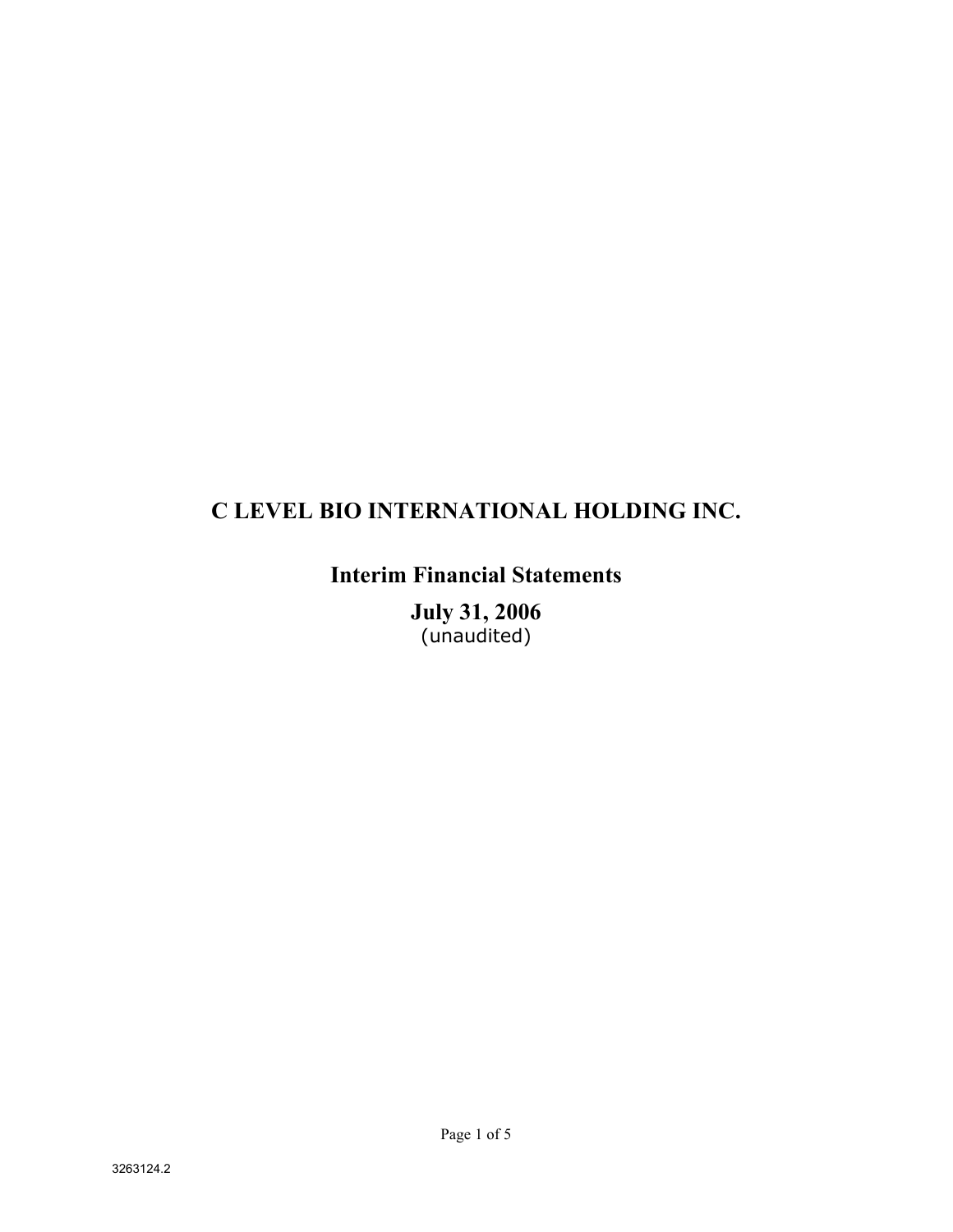# C LEVEL BIO INTERNATIONAL HOLDING INC.

## Interim Financial Statements

## July 31, 2006

(unaudited)

3263124.2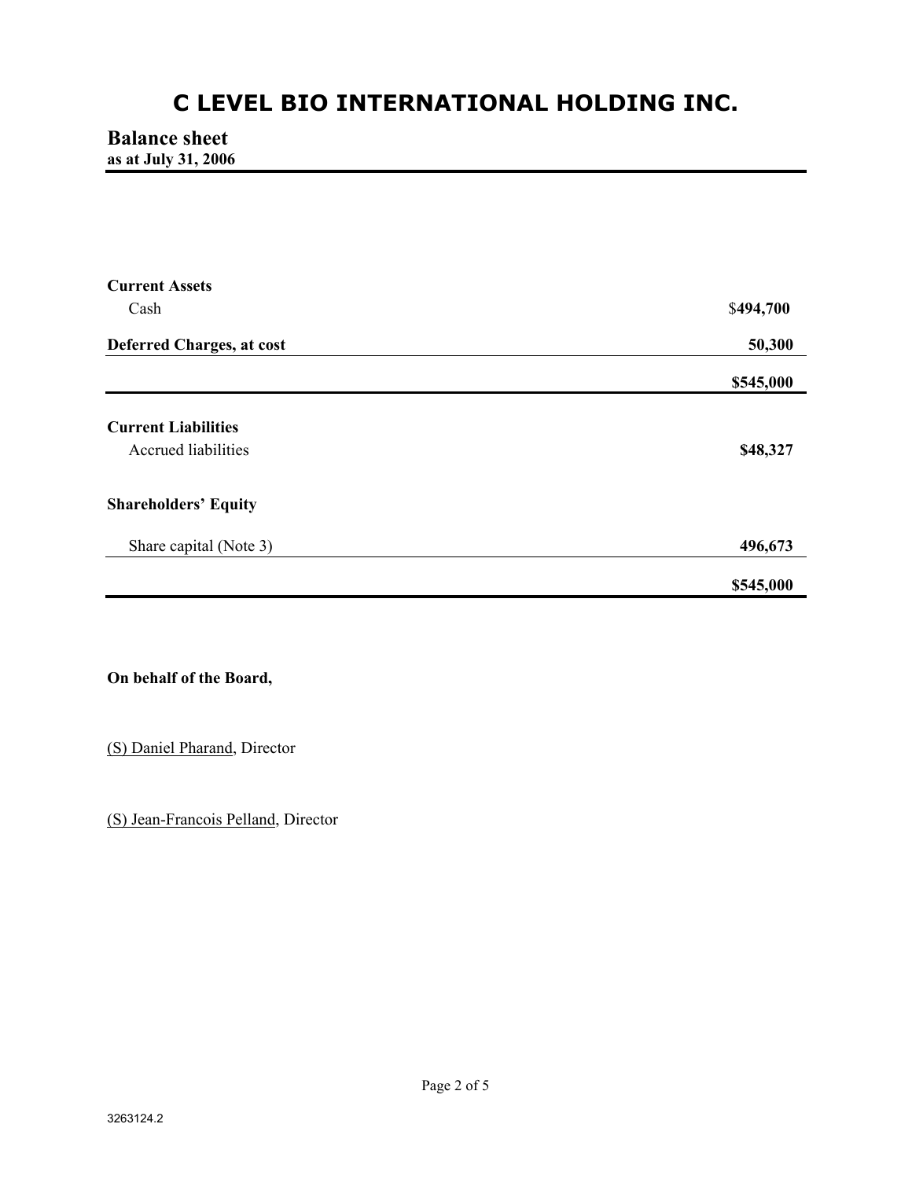# C LEVEL BIO INTERNATIONAL HOLDING INC.

## Balance sheet

**as at July 31, 2006**

| | |
|---|---|
| **Current Assets** | |
| Cash | $**494,700** |
| **Deferred Charges, at cost** | **50,300** |
| | **$545,000** |
| **Current Liabilities** | |
| Accrued liabilities | **$48,327** |
| **Shareholders' Equity** | |
| Share capital (Note 3) | **496,673** |
| | **$545,000** |

**On behalf of the Board,**

(S) Daniel Pharand, Director

(S) Jean-Francois Pelland, Director

3263124.2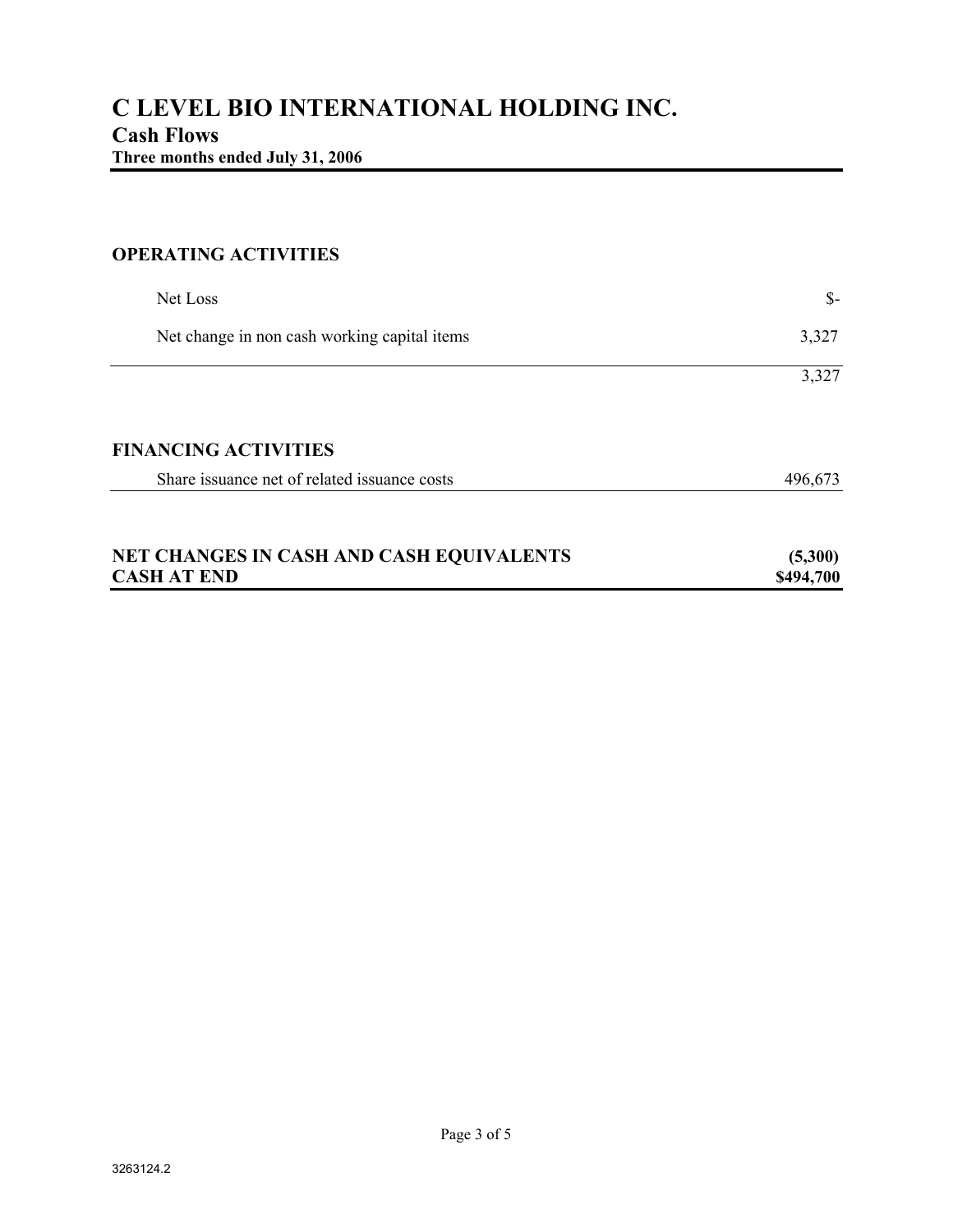# C LEVEL BIO INTERNATIONAL HOLDING INC.

## Cash Flows

**Three months ended July 31, 2006**

| | |
|---|---|
| **OPERATING ACTIVITIES** | |
| Net Loss | $- |
| Net change in non cash working capital items | 3,327 |
| | 3,327 |
| **FINANCING ACTIVITIES** | |
| Share issuance net of related issuance costs | 496,673 |
| **NET CHANGES IN CASH AND CASH EQUIVALENTS** | **(5,300)** |
| **CASH AT END** | **$494,700** |

3263124.2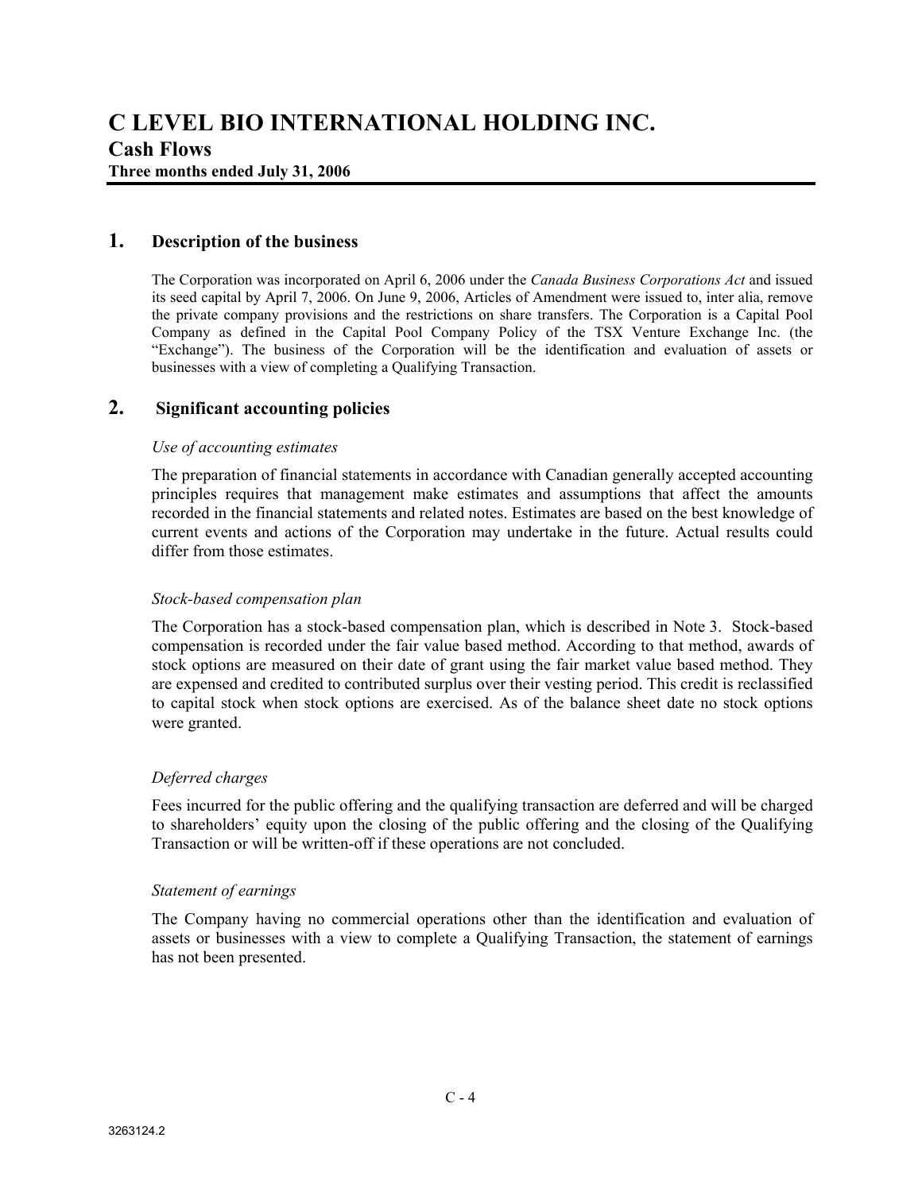# C LEVEL BIO INTERNATIONAL HOLDING INC.

## Cash Flows

**Three months ended July 31, 2006**

## 1. Description of the business

The Corporation was incorporated on April 6, 2006 under the *Canada Business Corporations Act* and issued its seed capital by April 7, 2006. On June 9, 2006, Articles of Amendment were issued to, inter alia, remove the private company provisions and the restrictions on share transfers. The Corporation is a Capital Pool Company as defined in the Capital Pool Company Policy of the TSX Venture Exchange Inc. (the "Exchange"). The business of the Corporation will be the identification and evaluation of assets or businesses with a view of completing a Qualifying Transaction.

## 2. Significant accounting policies

*Use of accounting estimates*

The preparation of financial statements in accordance with Canadian generally accepted accounting principles requires that management make estimates and assumptions that affect the amounts recorded in the financial statements and related notes. Estimates are based on the best knowledge of current events and actions of the Corporation may undertake in the future. Actual results could differ from those estimates.

*Stock-based compensation plan*

The Corporation has a stock-based compensation plan, which is described in Note 3. Stock-based compensation is recorded under the fair value based method. According to that method, awards of stock options are measured on their date of grant using the fair market value based method. They are expensed and credited to contributed surplus over their vesting period. This credit is reclassified to capital stock when stock options are exercised. As of the balance sheet date no stock options were granted.

*Deferred charges*

Fees incurred for the public offering and the qualifying transaction are deferred and will be charged to shareholders' equity upon the closing of the public offering and the closing of the Qualifying Transaction or will be written-off if these operations are not concluded.

*Statement of earnings*

The Company having no commercial operations other than the identification and evaluation of assets or businesses with a view to complete a Qualifying Transaction, the statement of earnings has not been presented.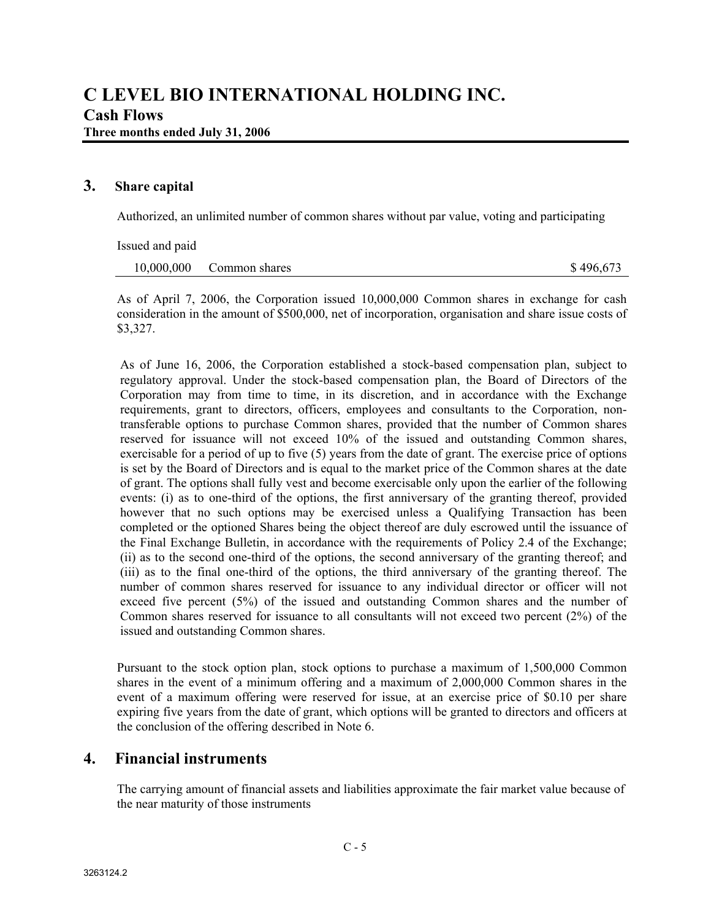# C LEVEL BIO INTERNATIONAL HOLDING INC.

## Cash Flows

**Three months ended July 31, 2006**

### 3. Share capital

Authorized, an unlimited number of common shares without par value, voting and participating

Issued and paid

| | | |
|---|---|---|
| 10,000,000 | Common shares | $ 496,673 |

As of April 7, 2006, the Corporation issued 10,000,000 Common shares in exchange for cash consideration in the amount of $500,000, net of incorporation, organisation and share issue costs of $3,327.

As of June 16, 2006, the Corporation established a stock-based compensation plan, subject to regulatory approval. Under the stock-based compensation plan, the Board of Directors of the Corporation may from time to time, in its discretion, and in accordance with the Exchange requirements, grant to directors, officers, employees and consultants to the Corporation, non-transferable options to purchase Common shares, provided that the number of Common shares reserved for issuance will not exceed 10% of the issued and outstanding Common shares, exercisable for a period of up to five (5) years from the date of grant. The exercise price of options is set by the Board of Directors and is equal to the market price of the Common shares at the date of grant. The options shall fully vest and become exercisable only upon the earlier of the following events: (i) as to one-third of the options, the first anniversary of the granting thereof, provided however that no such options may be exercised unless a Qualifying Transaction has been completed or the optioned Shares being the object thereof are duly escrowed until the issuance of the Final Exchange Bulletin, in accordance with the requirements of Policy 2.4 of the Exchange; (ii) as to the second one-third of the options, the second anniversary of the granting thereof; and (iii) as to the final one-third of the options, the third anniversary of the granting thereof. The number of common shares reserved for issuance to any individual director or officer will not exceed five percent (5%) of the issued and outstanding Common shares and the number of Common shares reserved for issuance to all consultants will not exceed two percent (2%) of the issued and outstanding Common shares.

Pursuant to the stock option plan, stock options to purchase a maximum of 1,500,000 Common shares in the event of a minimum offering and a maximum of 2,000,000 Common shares in the event of a maximum offering were reserved for issue, at an exercise price of $0.10 per share expiring five years from the date of grant, which options will be granted to directors and officers at the conclusion of the offering described in Note 6.

### 4. Financial instruments

The carrying amount of financial assets and liabilities approximate the fair market value because of the near maturity of those instruments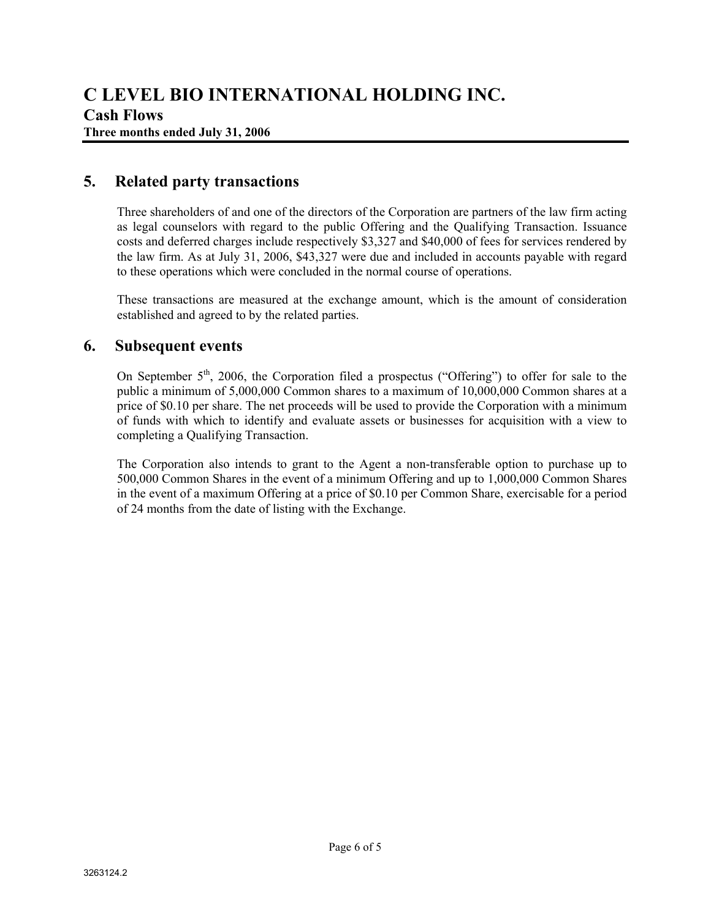## 5. Related party transactions

Three shareholders of and one of the directors of the Corporation are partners of the law firm acting as legal counselors with regard to the public Offering and the Qualifying Transaction. Issuance costs and deferred charges include respectively $3,327 and $40,000 of fees for services rendered by the law firm. As at July 31, 2006, $43,327 were due and included in accounts payable with regard to these operations which were concluded in the normal course of operations.

These transactions are measured at the exchange amount, which is the amount of consideration established and agreed to by the related parties.

## 6. Subsequent events

On September 5th, 2006, the Corporation filed a prospectus ("Offering") to offer for sale to the public a minimum of 5,000,000 Common shares to a maximum of 10,000,000 Common shares at a price of $0.10 per share. The net proceeds will be used to provide the Corporation with a minimum of funds with which to identify and evaluate assets or businesses for acquisition with a view to completing a Qualifying Transaction.

The Corporation also intends to grant to the Agent a non-transferable option to purchase up to 500,000 Common Shares in the event of a minimum Offering and up to 1,000,000 Common Shares in the event of a maximum Offering at a price of $0.10 per Common Share, exercisable for a period of 24 months from the date of listing with the Exchange.